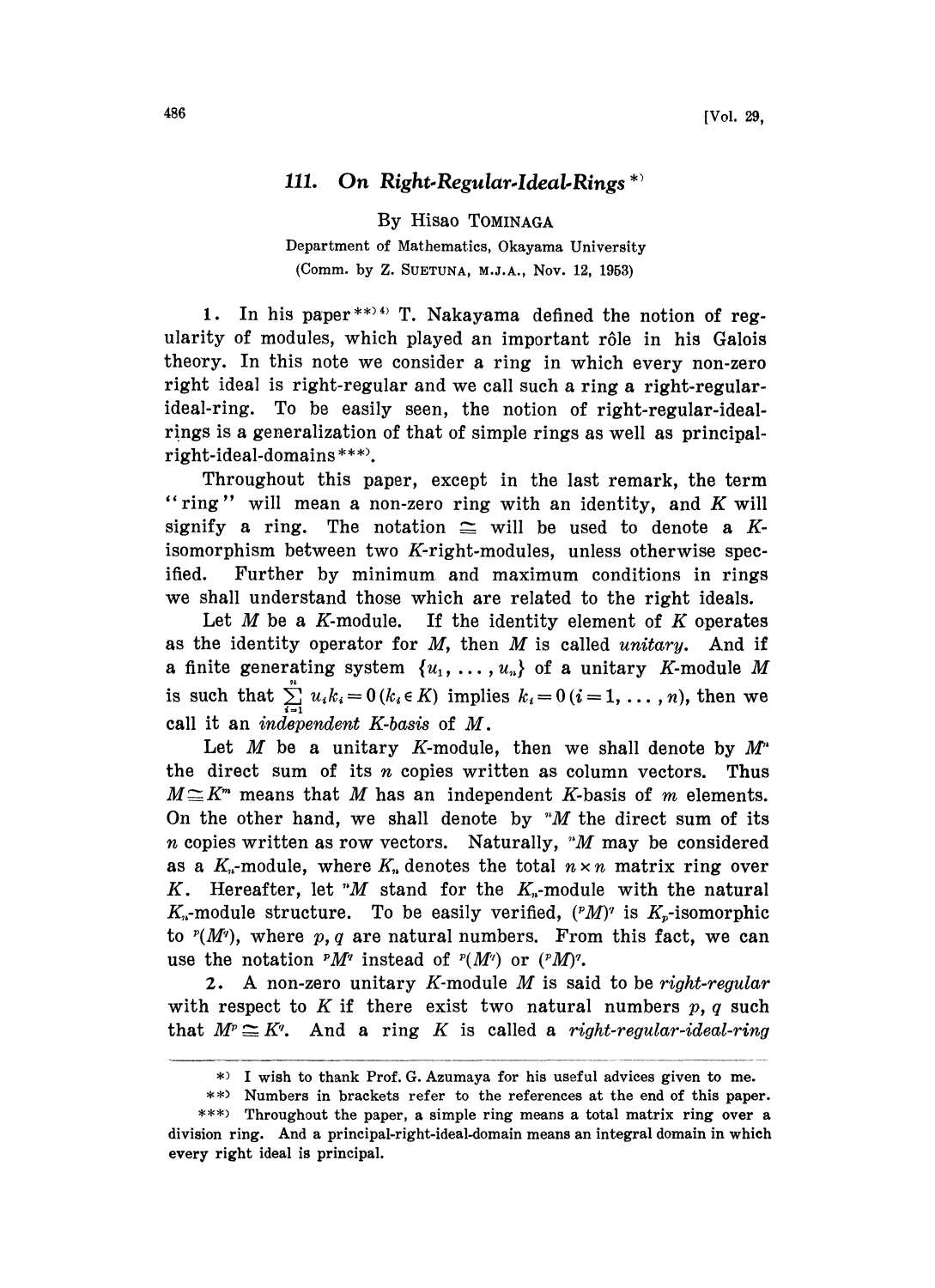# 111. On Right-Regular-Ideal-Rings *)

By Hisao TOMINAGA

Department of Mathematics, Okayama University

(Comm. by Z. SUETUNA, M.J.A., Nov. 12, 1953)

1. In his paper **) 4) T. Nakayama defined the notion of regularity of modules, which played an important rôle in his Galois theory. In this note we consider a ring in which every non-zero right ideal is right-regular and we call such a ring a right-regular-ideal-ring. To be easily seen, the notion of right-regular-ideal-rings is a generalization of that of simple rings as well as principal-right-ideal-domains ***).

Throughout this paper, except in the last remark, the term "ring" will mean a non-zero ring with an identity, and $K$ will signify a ring. The notation $\cong$ will be used to denote a $K$-isomorphism between two $K$-right-modules, unless otherwise specified. Further by minimum and maximum conditions in rings we shall understand those which are related to the right ideals.

Let $M$ be a $K$-module. If the identity element of $K$ operates as the identity operator for $M$, then $M$ is called *unitary*. And if a finite generating system $\{u_1, \dots, u_n\}$ of a unitary $K$-module $M$ is such that $\sum_{i=1}^{n} u_i k_i = 0\,(k_i \in K)$ implies $k_i = 0\,(i=1, \dots, n)$, then we call it an *independent $K$-basis* of $M$.

Let $M$ be a unitary $K$-module, then we shall denote by $M^n$ the direct sum of its $n$ copies written as column vectors. Thus $M \cong K^m$ means that $M$ has an independent $K$-basis of $m$ elements. On the other hand, we shall denote by ${}^nM$ the direct sum of its $n$ copies written as row vectors. Naturally, ${}^nM$ may be considered as a $K_n$-module, where $K_n$ denotes the total $n \times n$ matrix ring over $K$. Hereafter, let ${}^nM$ stand for the $K_n$-module with the natural $K_n$-module structure. To be easily verified, $({}^pM)^q$ is $K_p$-isomorphic to ${}^p(M^q)$, where $p, q$ are natural numbers. From this fact, we can use the notation ${}^pM^q$ instead of ${}^p(M^q)$ or $({}^pM)^q$.

2. A non-zero unitary $K$-module $M$ is said to be *right-regular* with respect to $K$ if there exist two natural numbers $p, q$ such that $M^p \cong K^q$. And a ring $K$ is called a *right-regular-ideal-ring*

---

*) I wish to thank Prof. G. Azumaya for his useful advices given to me.

**) Numbers in brackets refer to the references at the end of this paper.

***) Throughout the paper, a simple ring means a total matrix ring over a division ring. And a principal-right-ideal-domain means an integral domain in which every right ideal is principal.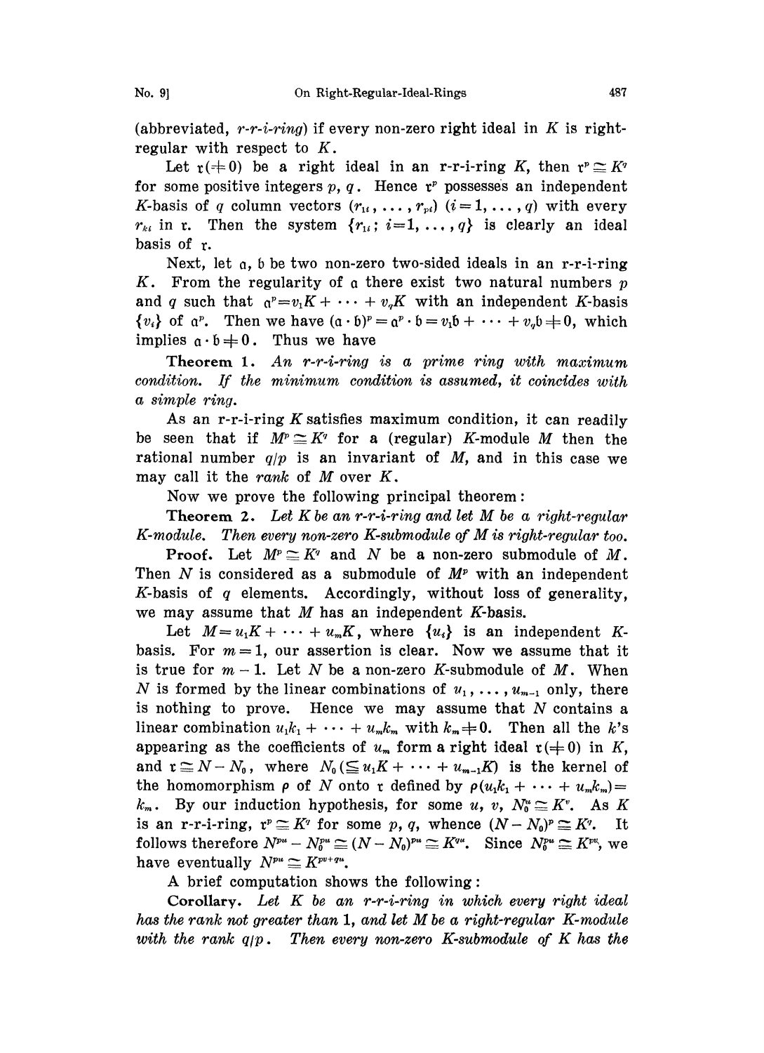(abbreviated, *r-r-i-ring*) if every non-zero right ideal in $K$ is right-regular with respect to $K$.

Let $\mathfrak{r}(\neq 0)$ be a right ideal in an r-r-i-ring $K$, then $\mathfrak{r}^p \cong K^q$ for some positive integers $p$, $q$. Hence $\mathfrak{r}^p$ possesses an independent $K$-basis of $q$ column vectors $(r_{1i}, \ldots, r_{pi})$ $(i=1, \ldots, q)$ with every $r_{ki}$ in $\mathfrak{r}$. Then the system $\{r_{1i};\ i=1, \ldots, q\}$ is clearly an ideal basis of $\mathfrak{r}$.

Next, let $\mathfrak{a}$, $\mathfrak{b}$ be two non-zero two-sided ideals in an r-r-i-ring $K$. From the regularity of $\mathfrak{a}$ there exist two natural numbers $p$ and $q$ such that $\mathfrak{a}^p = v_1K + \cdots + v_qK$ with an independent $K$-basis $\{v_i\}$ of $\mathfrak{a}^p$. Then we have $(\mathfrak{a}\cdot\mathfrak{b})^p = \mathfrak{a}^p \cdot \mathfrak{b} = v_1\mathfrak{b} + \cdots + v_q\mathfrak{b} \neq 0$, which implies $\mathfrak{a}\cdot\mathfrak{b} \neq 0$. Thus we have

**Theorem 1.** *An r-r-i-ring is a prime ring with maximum condition. If the minimum condition is assumed, it coincides with a simple ring.*

As an r-r-i-ring $K$ satisfies maximum condition, it can readily be seen that if $M^p \cong K^q$ for a (regular) $K$-module $M$ then the rational number $q/p$ is an invariant of $M$, and in this case we may call it the *rank* of $M$ over $K$.

Now we prove the following principal theorem:

**Theorem 2.** *Let $K$ be an r-r-i-ring and let $M$ be a right-regular $K$-module. Then every non-zero $K$-submodule of $M$ is right-regular too.*

**Proof.** Let $M^p \cong K^q$ and $N$ be a non-zero submodule of $M$. Then $N$ is considered as a submodule of $M^p$ with an independent $K$-basis of $q$ elements. Accordingly, without loss of generality, we may assume that $M$ has an independent $K$-basis.

Let $M = u_1K + \cdots + u_mK$, where $\{u_i\}$ is an independent $K$-basis. For $m=1$, our assertion is clear. Now we assume that it is true for $m-1$. Let $N$ be a non-zero $K$-submodule of $M$. When $N$ is formed by the linear combinations of $u_1, \ldots, u_{m-1}$ only, there is nothing to prove. Hence we may assume that $N$ contains a linear combination $u_1k_1 + \cdots + u_mk_m$ with $k_m \neq 0$. Then all the $k$'s appearing as the coefficients of $u_m$ form a right ideal $\mathfrak{r}(\neq 0)$ in $K$, and $\mathfrak{r} \cong N - N_0$, where $N_0 (\leqq u_1K + \cdots + u_{m-1}K)$ is the kernel of the homomorphism $\rho$ of $N$ onto $\mathfrak{r}$ defined by $\rho(u_1k_1 + \cdots + u_mk_m) = k_m$. By our induction hypothesis, for some $u$, $v$, $N_0^u \cong K^v$. As $K$ is an r-r-i-ring, $\mathfrak{r}^p \cong K^q$ for some $p$, $q$, whence $(N-N_0)^p \cong K^q$. It follows therefore $N^{pu} - N_0^{pu} \cong (N-N_0)^{pu} \cong K^{qu}$. Since $N_0^{pu} \cong K^{pv}$, we have eventually $N^{pu} \cong K^{pv+qu}$.

A brief computation shows the following:

**Corollary.** *Let $K$ be an r-r-i-ring in which every right ideal has the rank not greater than 1, and let $M$ be a right-regular $K$-module with the rank $q/p$. Then every non-zero $K$-submodule of $K$ has the*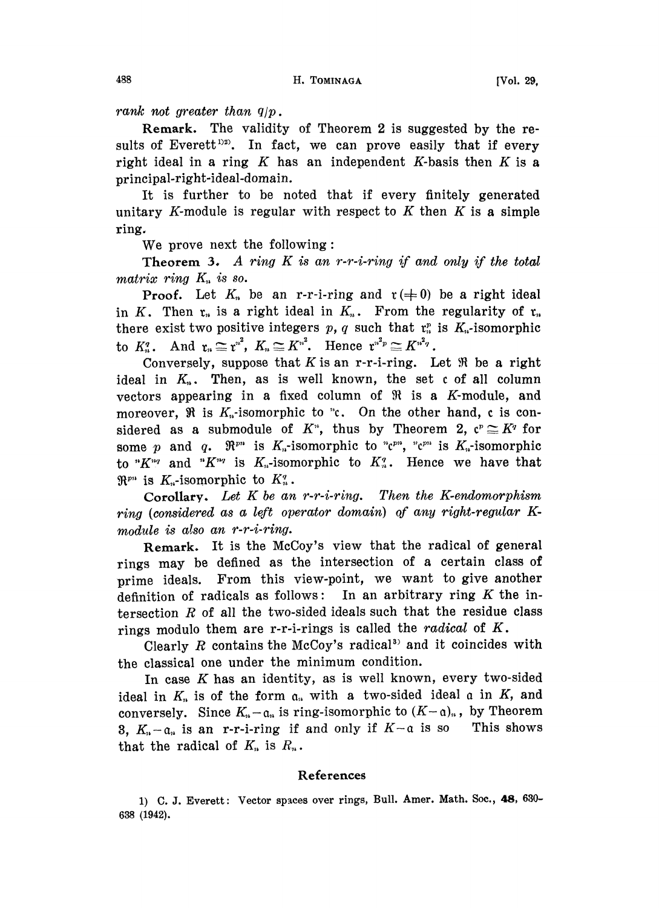*rank not greater than $q/p$.*

**Remark.** The validity of Theorem 2 is suggested by the results of Everett[1][2]. In fact, we can prove easily that if every right ideal in a ring $K$ has an independent $K$-basis then $K$ is a principal-right-ideal-domain.

It is further to be noted that if every finitely generated unitary $K$-module is regular with respect to $K$ then $K$ is a simple ring.

We prove next the following:

**Theorem 3.** *A ring $K$ is an r-r-i-ring if and only if the total matrix ring $K_n$ is so.*

**Proof.** Let $K_n$ be an r-r-i-ring and $\mathfrak{r}(\neq 0)$ be a right ideal in $K$. Then $\mathfrak{r}_n$ is a right ideal in $K_n$. From the regularity of $\mathfrak{r}_n$ there exist two positive integers $p, q$ such that $\mathfrak{r}_n^p$ is $K_n$-isomorphic to $K_n^q$. And $\mathfrak{r}_n \cong \mathfrak{r}^{n^2}$, $K_n \cong K^{n^2}$. Hence $\mathfrak{r}^{n^2 p} \cong K^{n^2 q}$.

Conversely, suppose that $K$ is an r-r-i-ring. Let $\mathfrak{R}$ be a right ideal in $K_n$. Then, as is well known, the set $\mathfrak{c}$ of all column vectors appearing in a fixed column of $\mathfrak{R}$ is a $K$-module, and moreover, $\mathfrak{R}$ is $K_n$-isomorphic to ${}^n\mathfrak{c}$. On the other hand, $\mathfrak{c}$ is considered as a submodule of $K^n$, thus by Theorem 2, $\mathfrak{c}^p \cong K^q$ for some $p$ and $q$. $\mathfrak{R}^{pn}$ is $K_n$-isomorphic to ${}^n\mathfrak{c}^{pn}$, ${}^n\mathfrak{c}^{pn}$ is $K_n$-isomorphic to ${}^nK^{nq}$ and ${}^nK^{nq}$ is $K_n$-isomorphic to $K_n^q$. Hence we have that $\mathfrak{R}^{pn}$ is $K_n$-isomorphic to $K_n^q$.

**Corollary.** *Let $K$ be an r-r-i-ring. Then the $K$-endomorphism ring (considered as a left operator domain) of any right-regular $K$-module is also an r-r-i-ring.*

**Remark.** It is the McCoy's view that the radical of general rings may be defined as the intersection of a certain class of prime ideals. From this view-point, we want to give another definition of radicals as follows: In an arbitrary ring $K$ the intersection $R$ of all the two-sided ideals such that the residue class rings modulo them are r-r-i-rings is called the *radical* of $K$.

Clearly $R$ contains the McCoy's radical[3] and it coincides with the classical one under the minimum condition.

In case $K$ has an identity, as is well known, every two-sided ideal in $K_n$ is of the form $\mathfrak{a}_n$ with a two-sided ideal $\mathfrak{a}$ in $K$, and conversely. Since $K_n - \mathfrak{a}_n$ is ring-isomorphic to $(K-\mathfrak{a})_n$, by Theorem 3, $K_n - \mathfrak{a}_n$ is an r-r-i-ring if and only if $K-\mathfrak{a}$ is so. This shows that the radical of $K_n$ is $R_n$.

## References

1) C. J. Everett: Vector spaces over rings, Bull. Amer. Math. Soc., **48**, 630-638 (1942).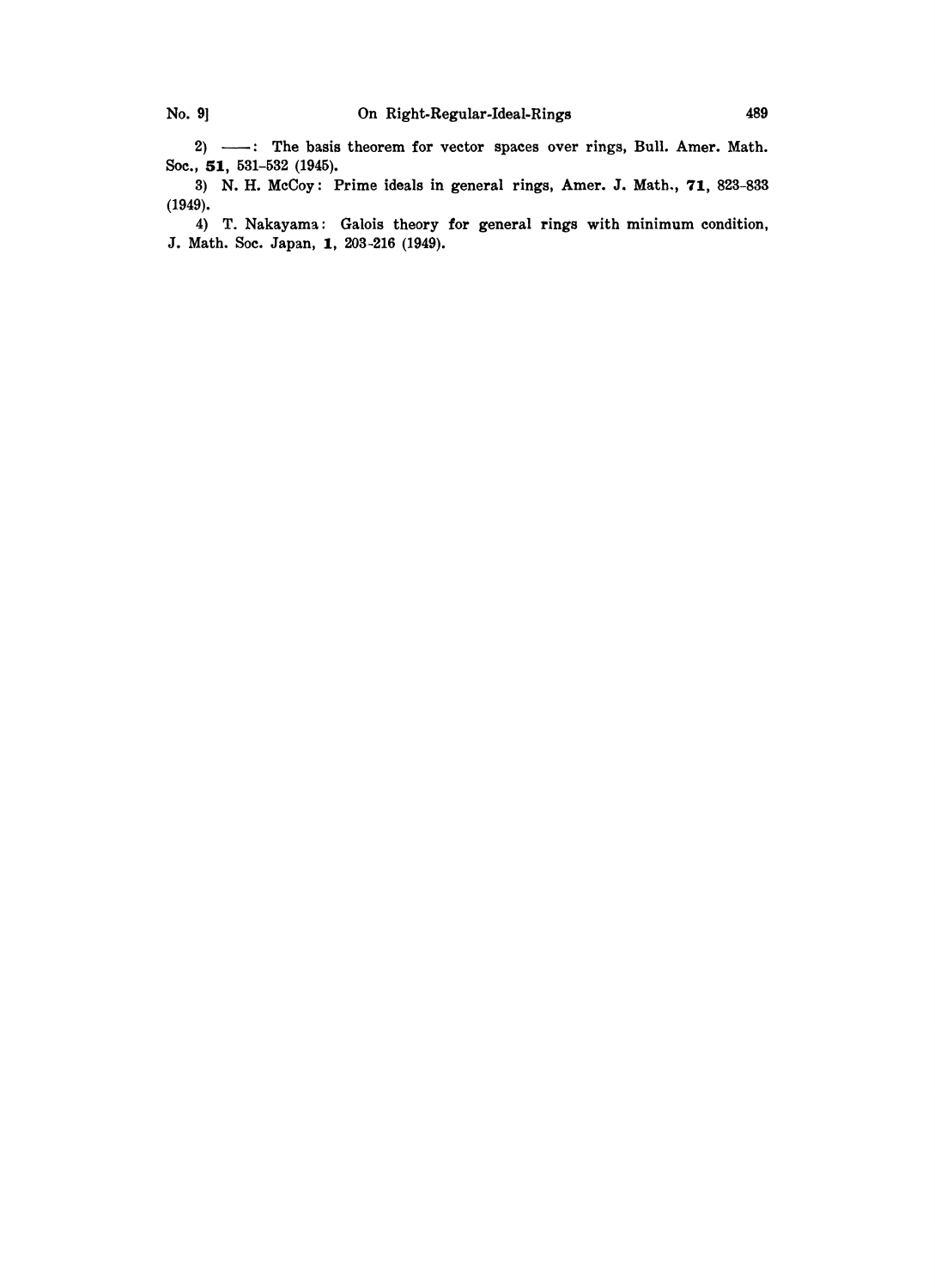2) ——: The basis theorem for vector spaces over rings, Bull. Amer. Math. Soc., **51**, 531-532 (1945).

3) N. H. McCoy: Prime ideals in general rings, Amer. J. Math., **71**, 823-833 (1949).

4) T. Nakayama: Galois theory for general rings with minimum condition, J. Math. Soc. Japan, **1**, 203-216 (1949).